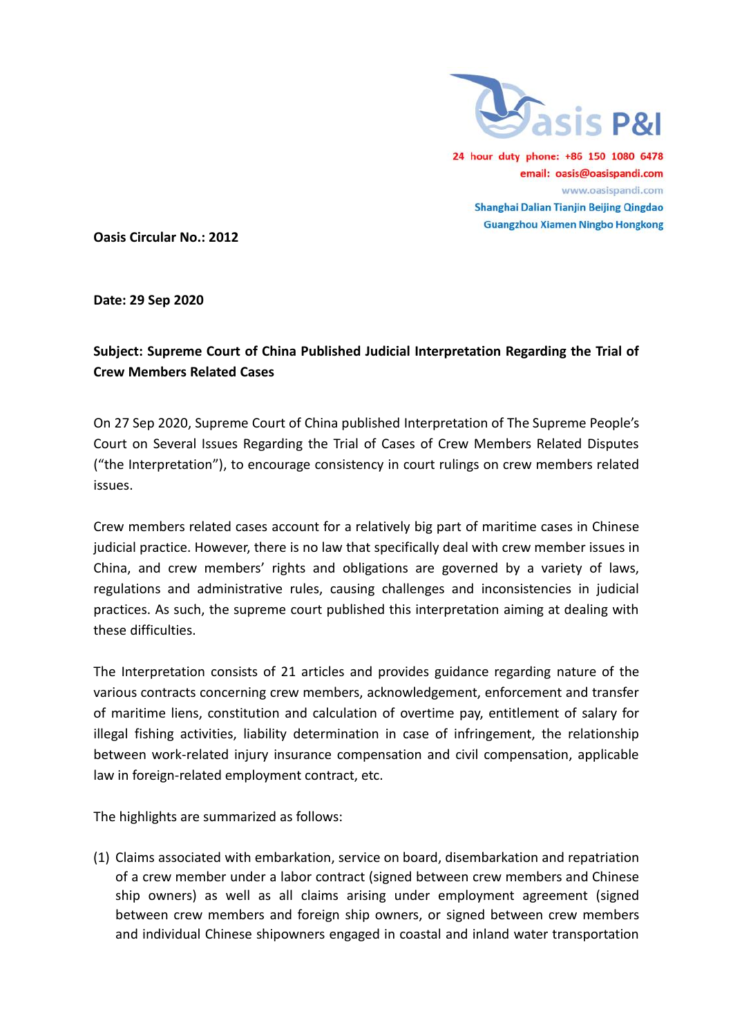Oasis P&I

24 hour duty phone: +86 150 1080 6478
email: oasis@oasispandi.com
www.oasispandi.com
Shanghai Dalian Tianjin Beijing Qingdao
Guangzhou Xiamen Ningbo Hongkong

**Oasis Circular No.: 2012**

**Date: 29 Sep 2020**

**Subject: Supreme Court of China Published Judicial Interpretation Regarding the Trial of Crew Members Related Cases**

On 27 Sep 2020, Supreme Court of China published Interpretation of The Supreme People's Court on Several Issues Regarding the Trial of Cases of Crew Members Related Disputes ("the Interpretation"), to encourage consistency in court rulings on crew members related issues.

Crew members related cases account for a relatively big part of maritime cases in Chinese judicial practice. However, there is no law that specifically deal with crew member issues in China, and crew members' rights and obligations are governed by a variety of laws, regulations and administrative rules, causing challenges and inconsistencies in judicial practices. As such, the supreme court published this interpretation aiming at dealing with these difficulties.

The Interpretation consists of 21 articles and provides guidance regarding nature of the various contracts concerning crew members, acknowledgement, enforcement and transfer of maritime liens, constitution and calculation of overtime pay, entitlement of salary for illegal fishing activities, liability determination in case of infringement, the relationship between work-related injury insurance compensation and civil compensation, applicable law in foreign-related employment contract, etc.

The highlights are summarized as follows:

(1) Claims associated with embarkation, service on board, disembarkation and repatriation of a crew member under a labor contract (signed between crew members and Chinese ship owners) as well as all claims arising under employment agreement (signed between crew members and foreign ship owners, or signed between crew members and individual Chinese shipowners engaged in coastal and inland water transportation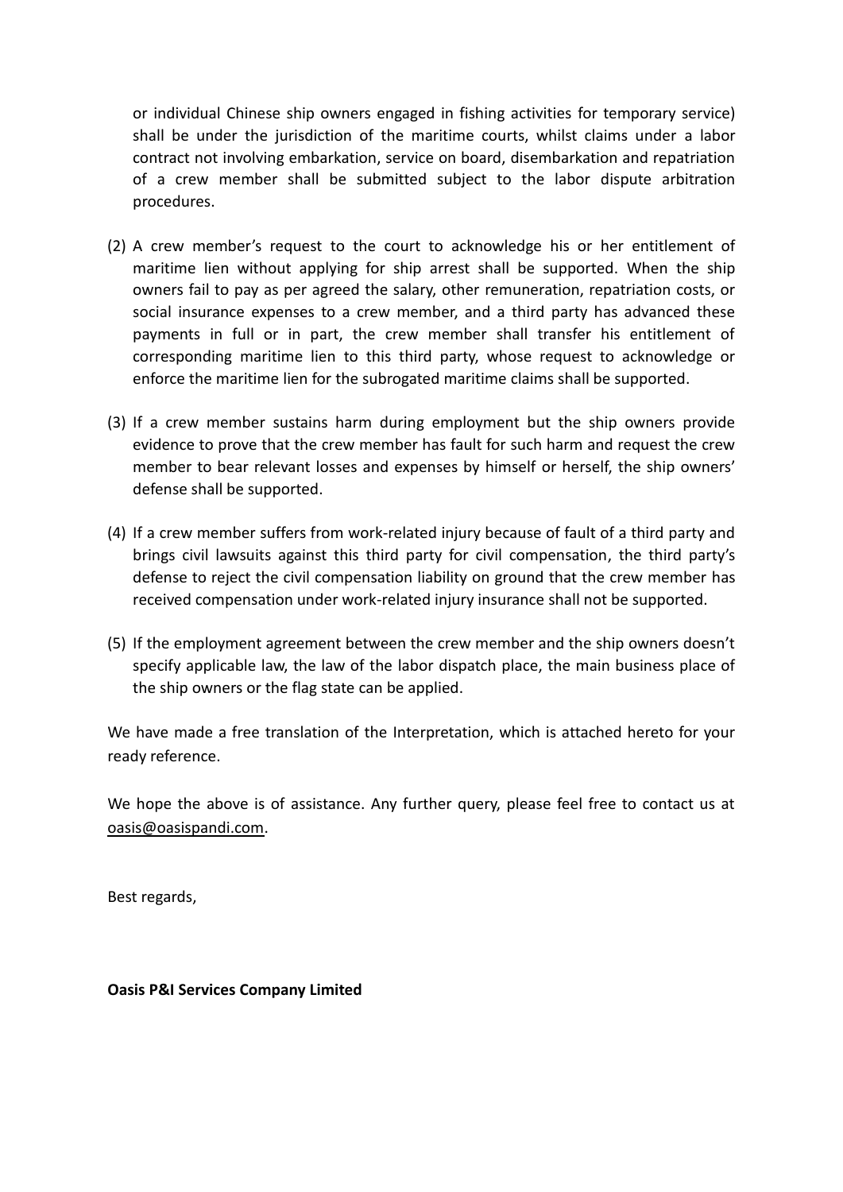or individual Chinese ship owners engaged in fishing activities for temporary service) shall be under the jurisdiction of the maritime courts, whilst claims under a labor contract not involving embarkation, service on board, disembarkation and repatriation of a crew member shall be submitted subject to the labor dispute arbitration procedures.

(2) A crew member's request to the court to acknowledge his or her entitlement of maritime lien without applying for ship arrest shall be supported. When the ship owners fail to pay as per agreed the salary, other remuneration, repatriation costs, or social insurance expenses to a crew member, and a third party has advanced these payments in full or in part, the crew member shall transfer his entitlement of corresponding maritime lien to this third party, whose request to acknowledge or enforce the maritime lien for the subrogated maritime claims shall be supported.

(3) If a crew member sustains harm during employment but the ship owners provide evidence to prove that the crew member has fault for such harm and request the crew member to bear relevant losses and expenses by himself or herself, the ship owners' defense shall be supported.

(4) If a crew member suffers from work-related injury because of fault of a third party and brings civil lawsuits against this third party for civil compensation, the third party's defense to reject the civil compensation liability on ground that the crew member has received compensation under work-related injury insurance shall not be supported.

(5) If the employment agreement between the crew member and the ship owners doesn't specify applicable law, the law of the labor dispatch place, the main business place of the ship owners or the flag state can be applied.

We have made a free translation of the Interpretation, which is attached hereto for your ready reference.

We hope the above is of assistance. Any further query, please feel free to contact us at oasis@oasispandi.com.

Best regards,

**Oasis P&I Services Company Limited**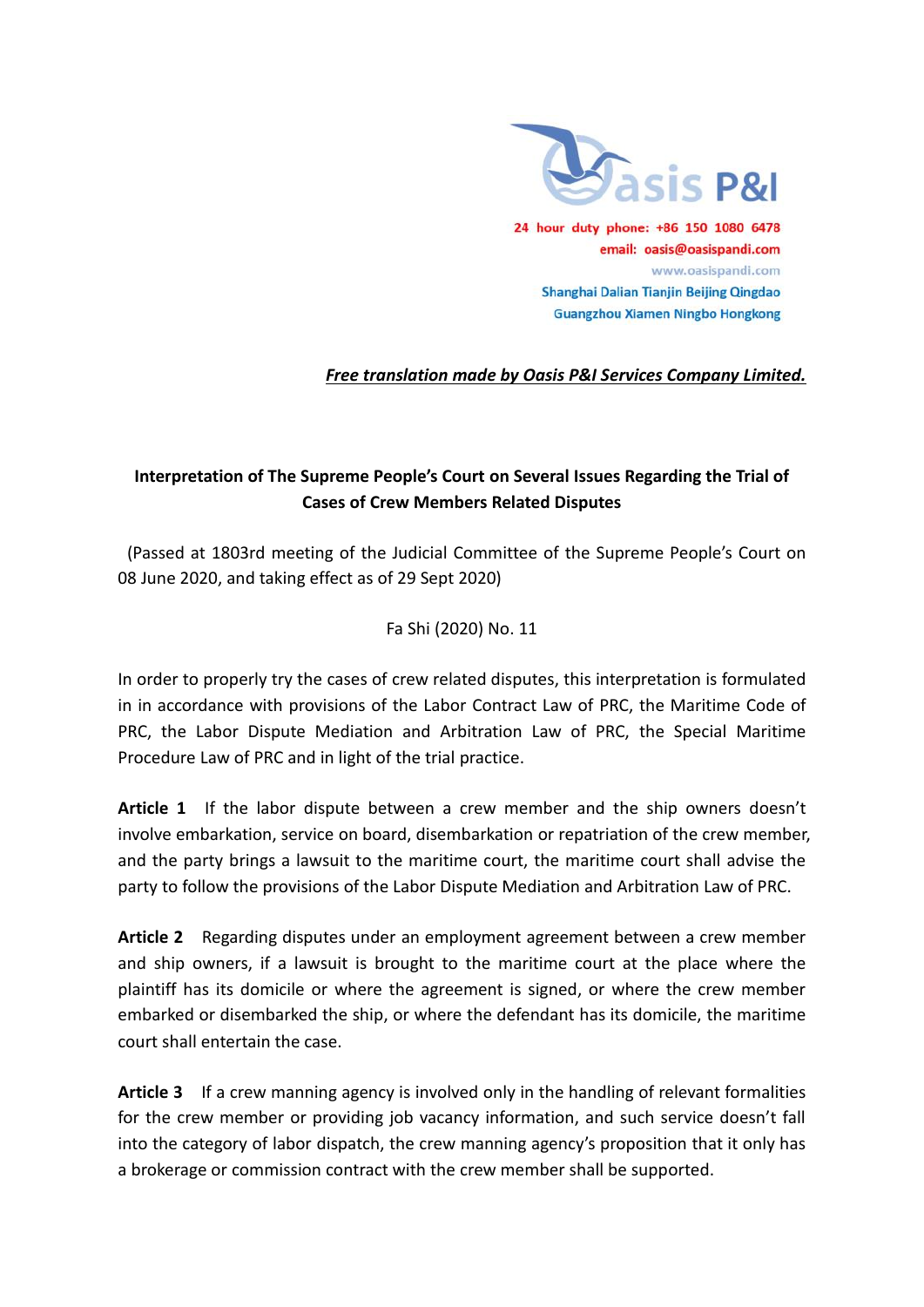Oasis P&I

24 hour duty phone: +86 150 1080 6478
email: oasis@oasispandi.com
www.oasispandi.com
Shanghai Dalian Tianjin Beijing Qingdao
Guangzhou Xiamen Ningbo Hongkong

***Free translation made by Oasis P&I Services Company Limited.***

## Interpretation of The Supreme People's Court on Several Issues Regarding the Trial of Cases of Crew Members Related Disputes

(Passed at 1803rd meeting of the Judicial Committee of the Supreme People's Court on 08 June 2020, and taking effect as of 29 Sept 2020)

Fa Shi (2020) No. 11

In order to properly try the cases of crew related disputes, this interpretation is formulated in in accordance with provisions of the Labor Contract Law of PRC, the Maritime Code of PRC, the Labor Dispute Mediation and Arbitration Law of PRC, the Special Maritime Procedure Law of PRC and in light of the trial practice.

**Article 1** If the labor dispute between a crew member and the ship owners doesn't involve embarkation, service on board, disembarkation or repatriation of the crew member, and the party brings a lawsuit to the maritime court, the maritime court shall advise the party to follow the provisions of the Labor Dispute Mediation and Arbitration Law of PRC.

**Article 2** Regarding disputes under an employment agreement between a crew member and ship owners, if a lawsuit is brought to the maritime court at the place where the plaintiff has its domicile or where the agreement is signed, or where the crew member embarked or disembarked the ship, or where the defendant has its domicile, the maritime court shall entertain the case.

**Article 3** If a crew manning agency is involved only in the handling of relevant formalities for the crew member or providing job vacancy information, and such service doesn't fall into the category of labor dispatch, the crew manning agency's proposition that it only has a brokerage or commission contract with the crew member shall be supported.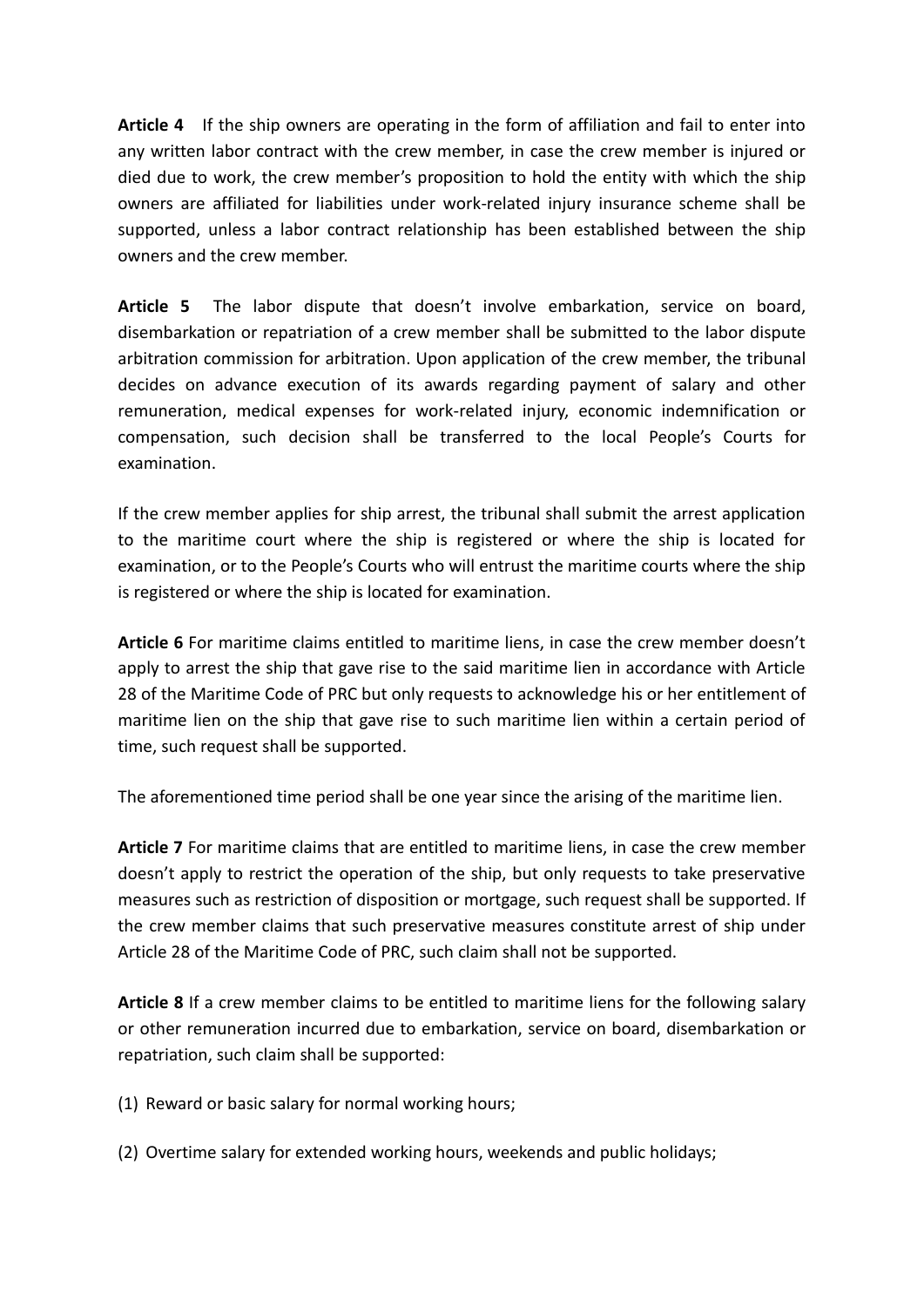**Article 4** If the ship owners are operating in the form of affiliation and fail to enter into any written labor contract with the crew member, in case the crew member is injured or died due to work, the crew member's proposition to hold the entity with which the ship owners are affiliated for liabilities under work-related injury insurance scheme shall be supported, unless a labor contract relationship has been established between the ship owners and the crew member.

**Article 5** The labor dispute that doesn't involve embarkation, service on board, disembarkation or repatriation of a crew member shall be submitted to the labor dispute arbitration commission for arbitration. Upon application of the crew member, the tribunal decides on advance execution of its awards regarding payment of salary and other remuneration, medical expenses for work-related injury, economic indemnification or compensation, such decision shall be transferred to the local People's Courts for examination.

If the crew member applies for ship arrest, the tribunal shall submit the arrest application to the maritime court where the ship is registered or where the ship is located for examination, or to the People's Courts who will entrust the maritime courts where the ship is registered or where the ship is located for examination.

**Article 6** For maritime claims entitled to maritime liens, in case the crew member doesn't apply to arrest the ship that gave rise to the said maritime lien in accordance with Article 28 of the Maritime Code of PRC but only requests to acknowledge his or her entitlement of maritime lien on the ship that gave rise to such maritime lien within a certain period of time, such request shall be supported.

The aforementioned time period shall be one year since the arising of the maritime lien.

**Article 7** For maritime claims that are entitled to maritime liens, in case the crew member doesn't apply to restrict the operation of the ship, but only requests to take preservative measures such as restriction of disposition or mortgage, such request shall be supported. If the crew member claims that such preservative measures constitute arrest of ship under Article 28 of the Maritime Code of PRC, such claim shall not be supported.

**Article 8** If a crew member claims to be entitled to maritime liens for the following salary or other remuneration incurred due to embarkation, service on board, disembarkation or repatriation, such claim shall be supported:

(1) Reward or basic salary for normal working hours;

(2) Overtime salary for extended working hours, weekends and public holidays;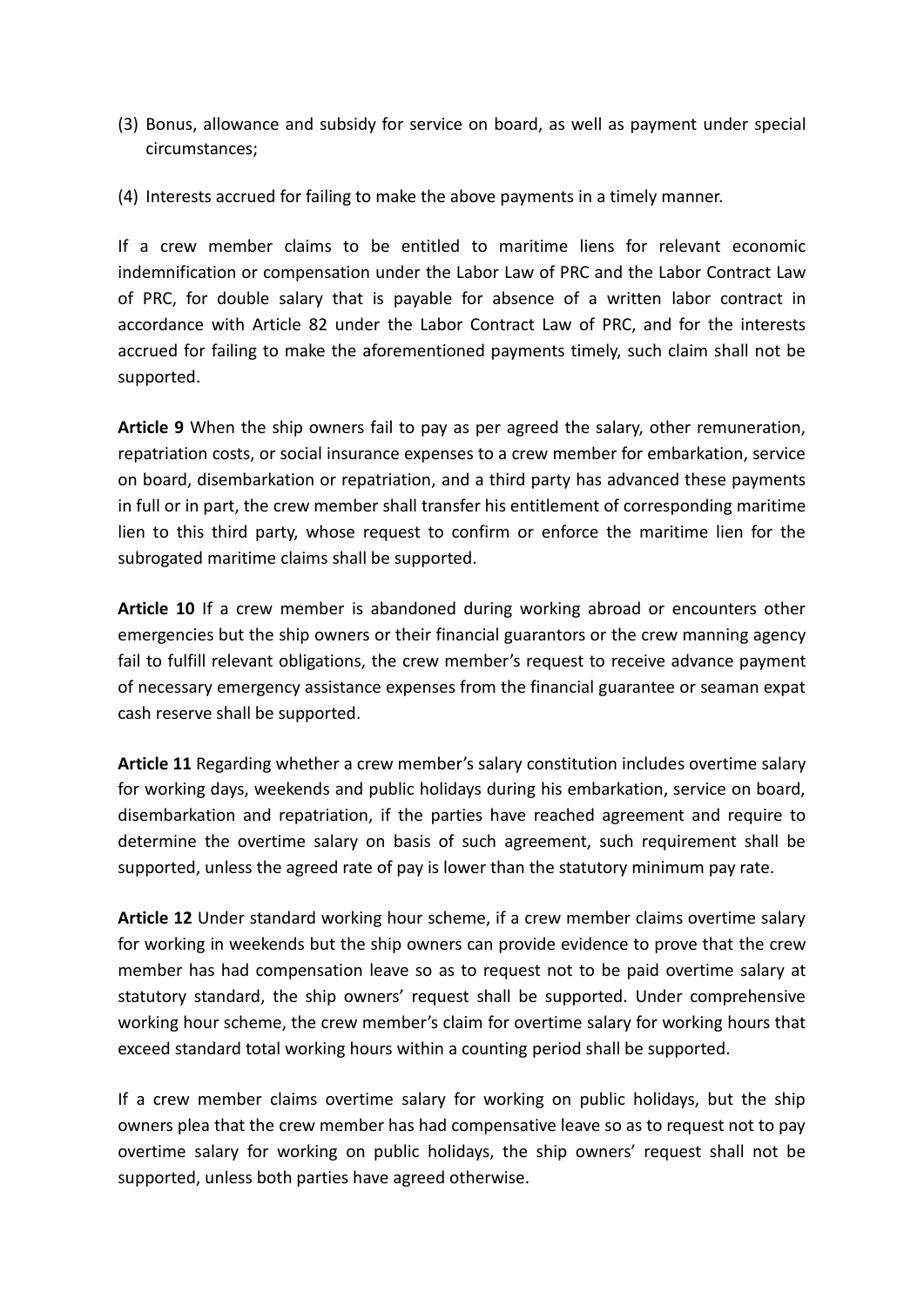(3) Bonus, allowance and subsidy for service on board, as well as payment under special circumstances;

(4) Interests accrued for failing to make the above payments in a timely manner.

If a crew member claims to be entitled to maritime liens for relevant economic indemnification or compensation under the Labor Law of PRC and the Labor Contract Law of PRC, for double salary that is payable for absence of a written labor contract in accordance with Article 82 under the Labor Contract Law of PRC, and for the interests accrued for failing to make the aforementioned payments timely, such claim shall not be supported.

**Article 9** When the ship owners fail to pay as per agreed the salary, other remuneration, repatriation costs, or social insurance expenses to a crew member for embarkation, service on board, disembarkation or repatriation, and a third party has advanced these payments in full or in part, the crew member shall transfer his entitlement of corresponding maritime lien to this third party, whose request to confirm or enforce the maritime lien for the subrogated maritime claims shall be supported.

**Article 10** If a crew member is abandoned during working abroad or encounters other emergencies but the ship owners or their financial guarantors or the crew manning agency fail to fulfill relevant obligations, the crew member's request to receive advance payment of necessary emergency assistance expenses from the financial guarantee or seaman expat cash reserve shall be supported.

**Article 11** Regarding whether a crew member's salary constitution includes overtime salary for working days, weekends and public holidays during his embarkation, service on board, disembarkation and repatriation, if the parties have reached agreement and require to determine the overtime salary on basis of such agreement, such requirement shall be supported, unless the agreed rate of pay is lower than the statutory minimum pay rate.

**Article 12** Under standard working hour scheme, if a crew member claims overtime salary for working in weekends but the ship owners can provide evidence to prove that the crew member has had compensation leave so as to request not to be paid overtime salary at statutory standard, the ship owners' request shall be supported. Under comprehensive working hour scheme, the crew member's claim for overtime salary for working hours that exceed standard total working hours within a counting period shall be supported.

If a crew member claims overtime salary for working on public holidays, but the ship owners plea that the crew member has had compensative leave so as to request not to pay overtime salary for working on public holidays, the ship owners' request shall not be supported, unless both parties have agreed otherwise.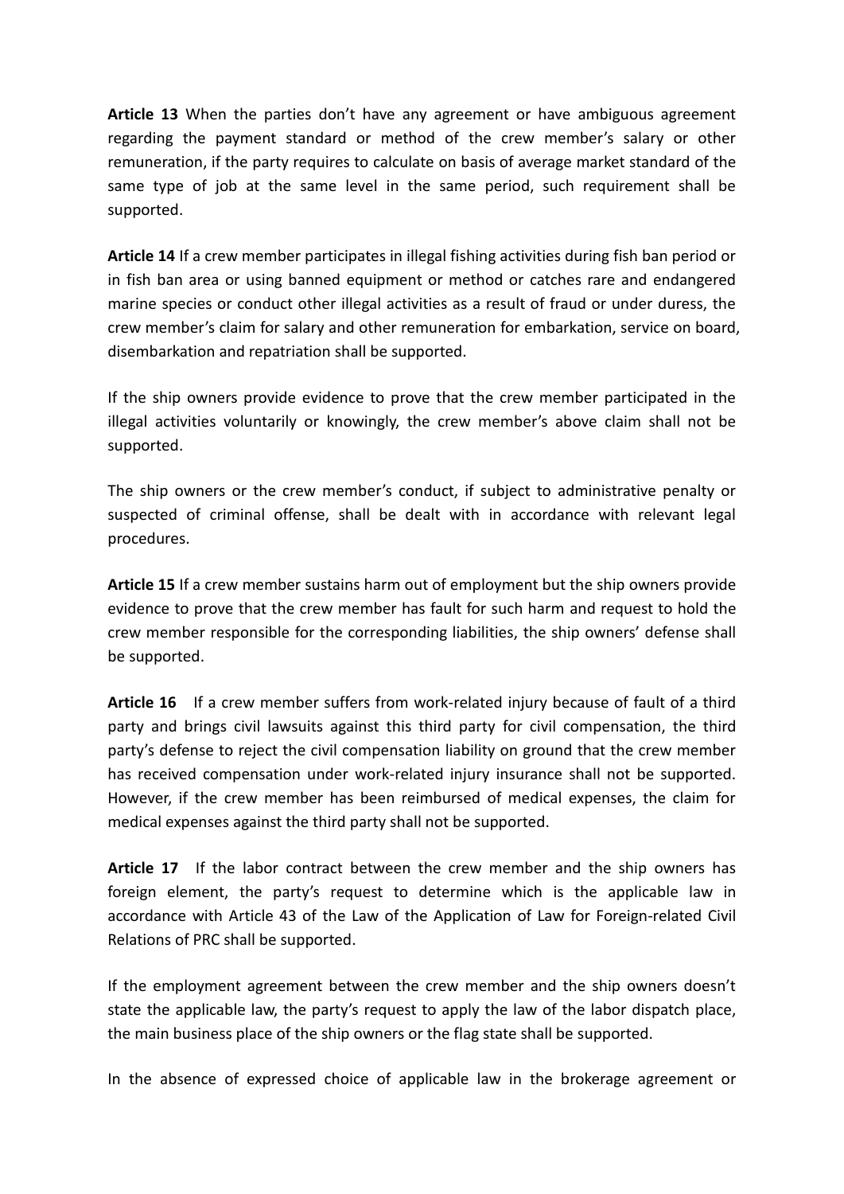**Article 13** When the parties don't have any agreement or have ambiguous agreement regarding the payment standard or method of the crew member's salary or other remuneration, if the party requires to calculate on basis of average market standard of the same type of job at the same level in the same period, such requirement shall be supported.

**Article 14** If a crew member participates in illegal fishing activities during fish ban period or in fish ban area or using banned equipment or method or catches rare and endangered marine species or conduct other illegal activities as a result of fraud or under duress, the crew member's claim for salary and other remuneration for embarkation, service on board, disembarkation and repatriation shall be supported.

If the ship owners provide evidence to prove that the crew member participated in the illegal activities voluntarily or knowingly, the crew member's above claim shall not be supported.

The ship owners or the crew member's conduct, if subject to administrative penalty or suspected of criminal offense, shall be dealt with in accordance with relevant legal procedures.

**Article 15** If a crew member sustains harm out of employment but the ship owners provide evidence to prove that the crew member has fault for such harm and request to hold the crew member responsible for the corresponding liabilities, the ship owners' defense shall be supported.

**Article 16** If a crew member suffers from work-related injury because of fault of a third party and brings civil lawsuits against this third party for civil compensation, the third party's defense to reject the civil compensation liability on ground that the crew member has received compensation under work-related injury insurance shall not be supported. However, if the crew member has been reimbursed of medical expenses, the claim for medical expenses against the third party shall not be supported.

**Article 17** If the labor contract between the crew member and the ship owners has foreign element, the party's request to determine which is the applicable law in accordance with Article 43 of the Law of the Application of Law for Foreign-related Civil Relations of PRC shall be supported.

If the employment agreement between the crew member and the ship owners doesn't state the applicable law, the party's request to apply the law of the labor dispatch place, the main business place of the ship owners or the flag state shall be supported.

In the absence of expressed choice of applicable law in the brokerage agreement or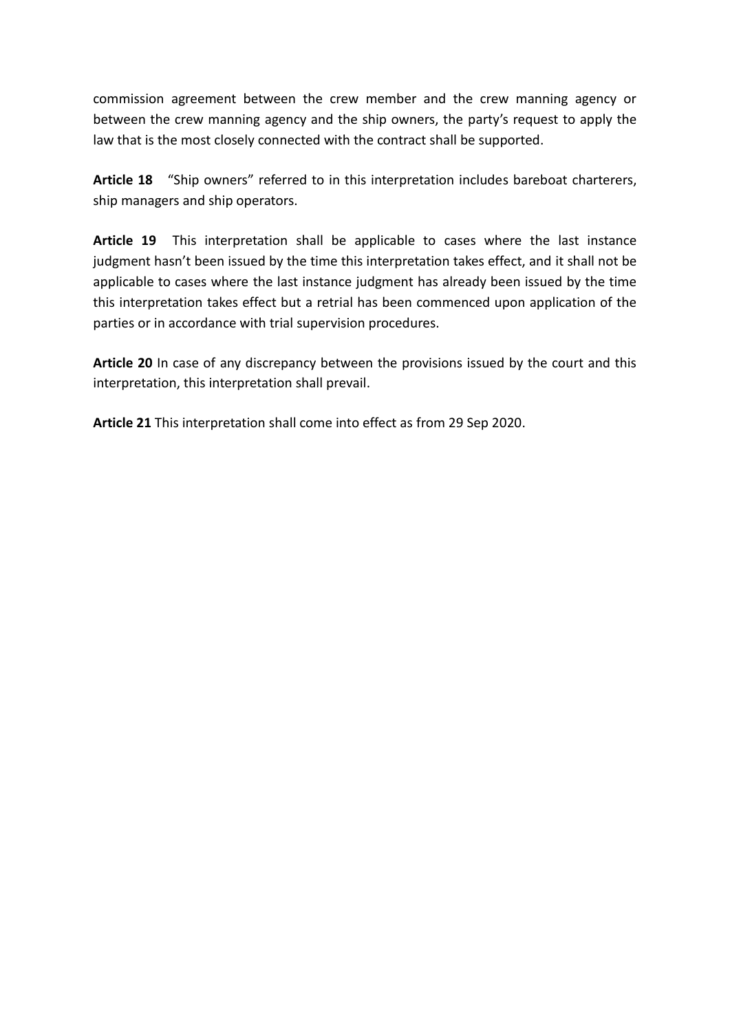commission agreement between the crew member and the crew manning agency or between the crew manning agency and the ship owners, the party's request to apply the law that is the most closely connected with the contract shall be supported.

**Article 18** "Ship owners" referred to in this interpretation includes bareboat charterers, ship managers and ship operators.

**Article 19** This interpretation shall be applicable to cases where the last instance judgment hasn't been issued by the time this interpretation takes effect, and it shall not be applicable to cases where the last instance judgment has already been issued by the time this interpretation takes effect but a retrial has been commenced upon application of the parties or in accordance with trial supervision procedures.

**Article 20** In case of any discrepancy between the provisions issued by the court and this interpretation, this interpretation shall prevail.

**Article 21** This interpretation shall come into effect as from 29 Sep 2020.